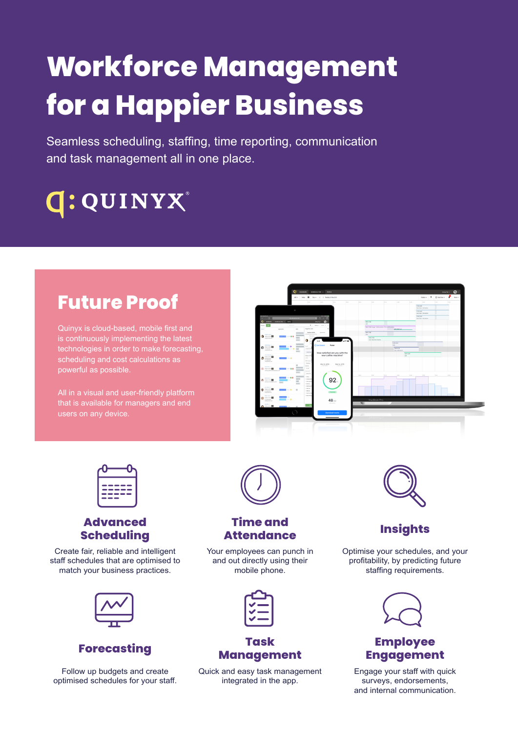# Workforce Management for a Happier Business

Seamless scheduling, staffing, time reporting, communication and task management all in one place.

QUINYX®

## Future Proof

Quinyx is cloud-based, mobile first and is continuously implementing the latest technologies in order to make forecasting, scheduling and cost calculations as powerful as possible.

All in a visual and user-friendly platform that is available for managers and end users on any device.

### Advanced Scheduling

Create fair, reliable and intelligent staff schedules that are optimised to match your business practices.

### Time and Attendance

Your employees can punch in and out directly using their mobile phone.

### Insights

Optimise your schedules, and your profitability, by predicting future staffing requirements.

### Forecasting

Follow up budgets and create optimised schedules for your staff.

### Task Management

Quick and easy task management integrated in the app.

### Employee Engagement

Engage your staff with quick surveys, endorsements, and internal communication.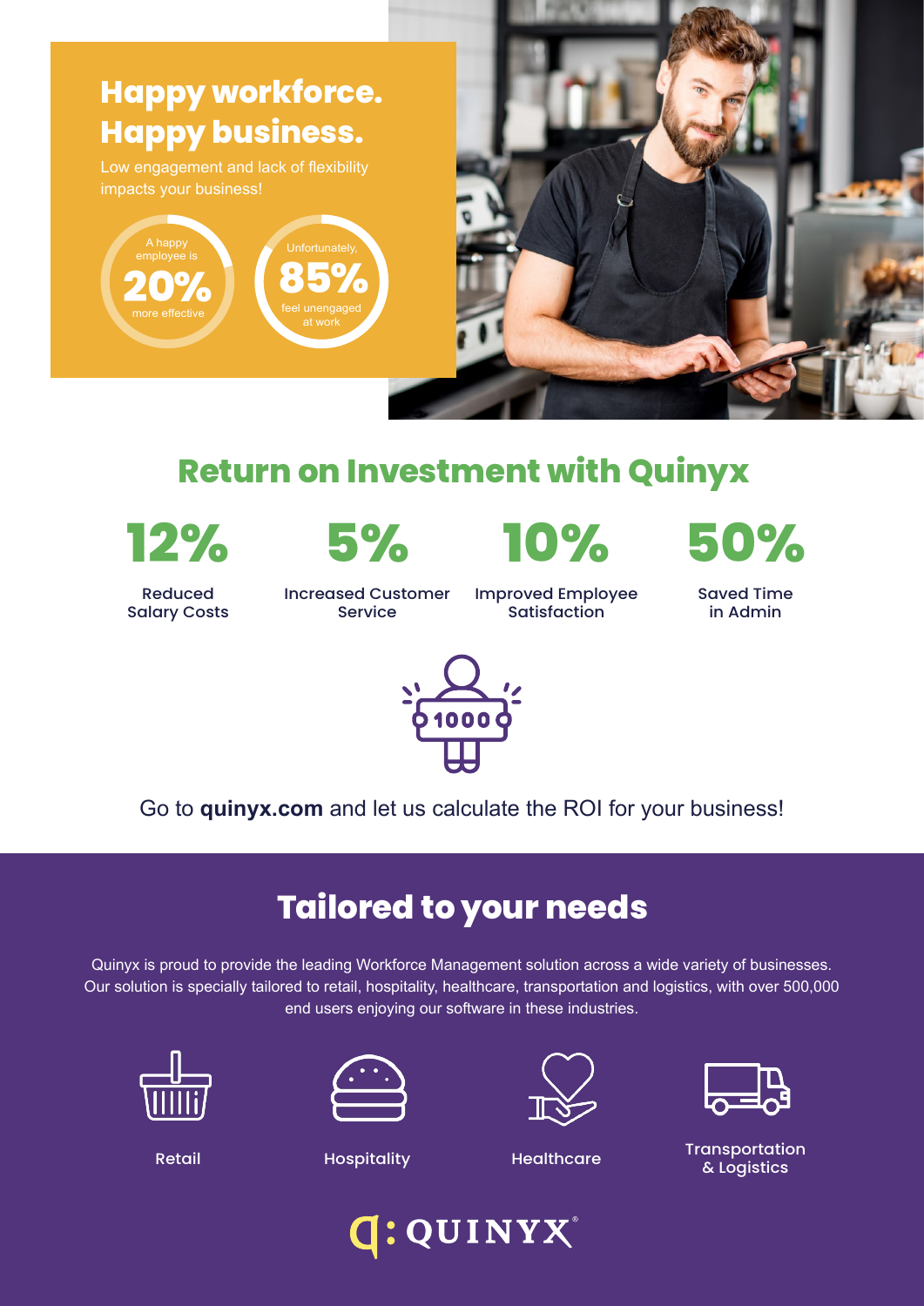# Happy workforce. Happy business.

Low engagement and lack of flexibility impacts your business!

A happy employee is **20%** more effective

Unfortunately, **85%** feel unengaged at work

## Return on Investment with Quinyx

**12%** Reduced Salary Costs

**5%** Increased Customer Service

**10%** Improved Employee Satisfaction

**50%** Saved Time in Admin

1000

Go to **quinyx.com** and let us calculate the ROI for your business!

## Tailored to your needs

Quinyx is proud to provide the leading Workforce Management solution across a wide variety of businesses. Our solution is specially tailored to retail, hospitality, healthcare, transportation and logistics, with over 500,000 end users enjoying our software in these industries.

Retail

Hospitality

Healthcare

Transportation & Logistics

QUINYX®